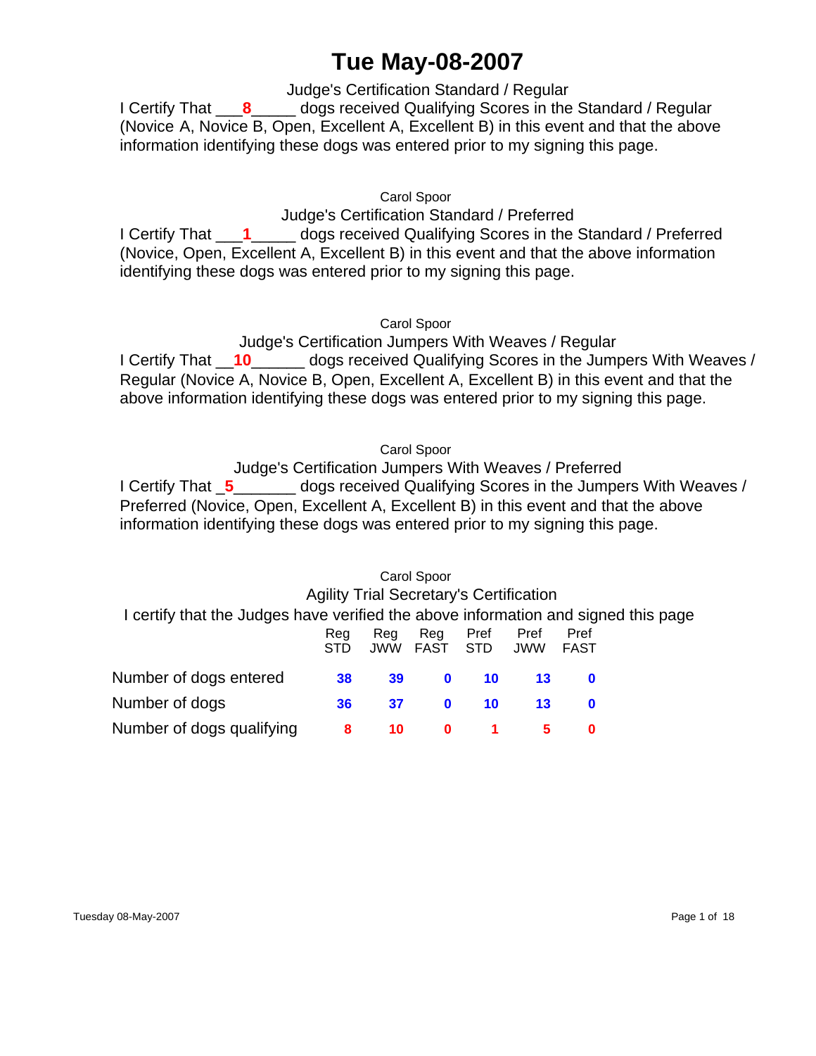# Tue May-08-2007

Judge's Certification Standard / Regular

I Certify That ___8_____ dogs received Qualifying Scores in the Standard / Regular (Novice A, Novice B, Open, Excellent A, Excellent B) in this event and that the above information identifying these dogs was entered prior to my signing this page.

Carol Spoor

Judge's Certification Standard / Preferred

I Certify That ___1_____ dogs received Qualifying Scores in the Standard / Preferred (Novice, Open, Excellent A, Excellent B) in this event and that the above information identifying these dogs was entered prior to my signing this page.

Carol Spoor

Judge's Certification Jumpers With Weaves / Regular

I Certify That __10______ dogs received Qualifying Scores in the Jumpers With Weaves / Regular (Novice A, Novice B, Open, Excellent A, Excellent B) in this event and that the above information identifying these dogs was entered prior to my signing this page.

Carol Spoor

Judge's Certification Jumpers With Weaves / Preferred

I Certify That _5_______ dogs received Qualifying Scores in the Jumpers With Weaves / Preferred (Novice, Open, Excellent A, Excellent B) in this event and that the above information identifying these dogs was entered prior to my signing this page.

Carol Spoor

Agility Trial Secretary's Certification

I certify that the Judges have verified the above information and signed this page

| | Reg STD | Reg JWW | Reg FAST | Pref STD | Pref JWW | Pref FAST |
|---|---|---|---|---|---|---|
| Number of dogs entered | 38 | 39 | 0 | 10 | 13 | 0 |
| Number of dogs | 36 | 37 | 0 | 10 | 13 | 0 |
| Number of dogs qualifying | 8 | 10 | 0 | 1 | 5 | 0 |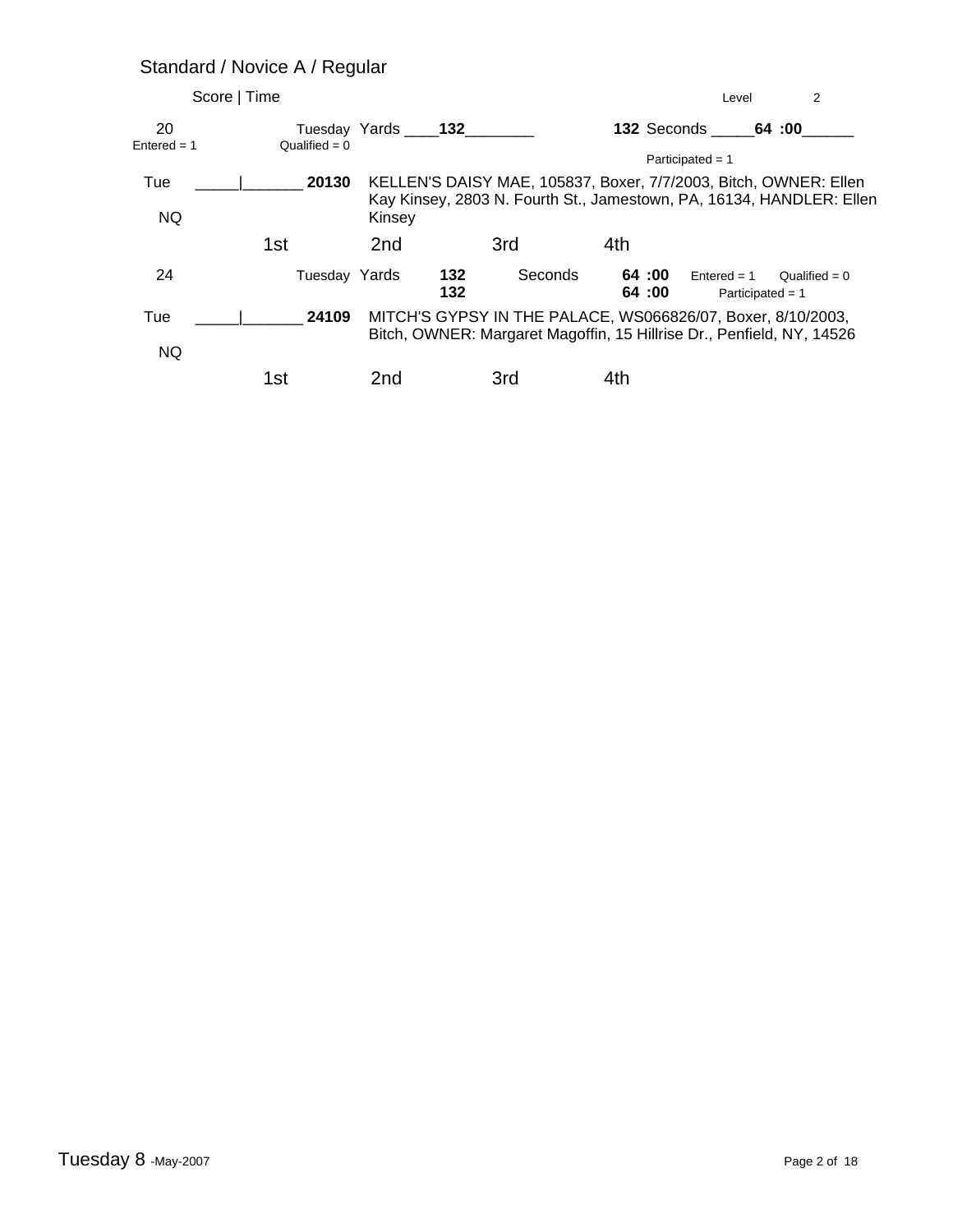## Standard / Novice A / Regular

Score | Time                                                                                                   Level 2

20 Entered = 1 — Tuesday Qualified = 0 — Yards ____**132**________ — **132** Seconds _____**64 :00**______ — Participated = 1

Tue — _____|_______ **20130** — KELLEN'S DAISY MAE, 105837, Boxer, 7/7/2003, Bitch, OWNER: Ellen Kay Kinsey, 2803 N. Fourth St., Jamestown, PA, 16134, HANDLER: Ellen Kinsey

NQ

1st 2nd 3rd 4th

24 — Tuesday Yards **132** **132** — Seconds **64 :00** **64 :00** — Entered = 1 Qualified = 0 Participated = 1

Tue — _____|_______ **24109** — MITCH'S GYPSY IN THE PALACE, WS066826/07, Boxer, 8/10/2003, Bitch, OWNER: Margaret Magoffin, 15 Hillrise Dr., Penfield, NY, 14526

NQ

1st 2nd 3rd 4th

Tuesday 8 -May-2007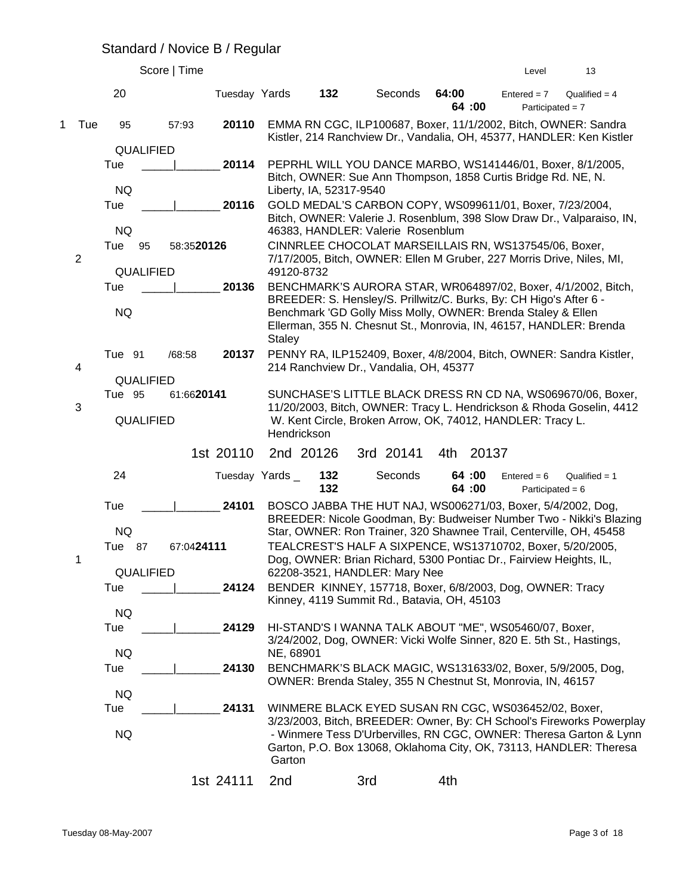## Standard / Novice B / Regular

Score | Time — Level 13

### 20 — Tuesday — Yards 132 — Seconds 64:00 / 64 :00 — Entered = 7 — Qualified = 4 — Participated = 7

| Place | Day | Score | Time | Armband | Entry |
|---|---|---|---|---|---|
| 1 | Tue | 95 | 57:93 | **20110** | EMMA RN CGC, ILP100687, Boxer, 11/1/2002, Bitch, OWNER: Sandra Kistler, 214 Ranchview Dr., Vandalia, OH, 45377, HANDLER: Ken Kistler |
| | QUALIFIED | | | | |
| | Tue | _____ | _______ | **20114** | PEPRHL WILL YOU DANCE MARBO, WS141446/01, Boxer, 8/1/2005, Bitch, OWNER: Sue Ann Thompson, 1858 Curtis Bridge Rd. NE, N. Liberty, IA, 52317-9540 |
| | NQ | | | | |
| | Tue | _____ | _______ | **20116** | GOLD MEDAL'S CARBON COPY, WS099611/01, Boxer, 7/23/2004, Bitch, OWNER: Valerie J. Rosenblum, 398 Slow Draw Dr., Valparaiso, IN, 46383, HANDLER: Valerie Rosenblum |
| | NQ | | | | |
| 2 | Tue | 95 | 58:35 | **20126** | CINNRLEE CHOCOLAT MARSEILLAIS RN, WS137545/06, Boxer, 7/17/2005, Bitch, OWNER: Ellen M Gruber, 227 Morris Drive, Niles, MI, 49120-8732 |
| | QUALIFIED | | | | |
| | Tue | _____ | _______ | **20136** | BENCHMARK'S AURORA STAR, WR064897/02, Boxer, 4/1/2002, Bitch, BREEDER: S. Hensley/S. Prillwitz/C. Burks, By: CH Higo's After 6 - Benchmark 'GD Golly Miss Molly, OWNER: Brenda Staley & Ellen Ellerman, 355 N. Chesnut St., Monrovia, IN, 46157, HANDLER: Brenda Staley |
| | NQ | | | | |
| 4 | Tue | 91 | /68:58 | **20137** | PENNY RA, ILP152409, Boxer, 4/8/2004, Bitch, OWNER: Sandra Kistler, 214 Ranchview Dr., Vandalia, OH, 45377 |
| | QUALIFIED | | | | |
| 3 | Tue | 95 | 61:66 | **20141** | SUNCHASE'S LITTLE BLACK DRESS RN CD NA, WS069670/06, Boxer, 11/20/2003, Bitch, OWNER: Tracy L. Hendrickson & Rhoda Goselin, 4412 W. Kent Circle, Broken Arrow, OK, 74012, HANDLER: Tracy L. Hendrickson |
| | QUALIFIED | | | | |

1st 20110 — 2nd 20126 — 3rd 20141 — 4th 20137

### 24 — Tuesday — Yards _ 132 / 132 — Seconds 64 :00 / 64 :00 — Entered = 6 — Qualified = 1 — Participated = 6

| Place | Day | Score | Time | Armband | Entry |
|---|---|---|---|---|---|
| | Tue | _____ | _______ | **24101** | BOSCO JABBA THE HUT NAJ, WS006271/03, Boxer, 5/4/2002, Dog, BREEDER: Nicole Goodman, By: Budweiser Number Two - Nikki's Blazing Star, OWNER: Ron Trainer, 320 Shawnee Trail, Centerville, OH, 45458 |
| | NQ | | | | |
| 1 | Tue | 87 | 67:04 | **24111** | TEALCREST'S HALF A SIXPENCE, WS13710702, Boxer, 5/20/2005, Dog, OWNER: Brian Richard, 5300 Pontiac Dr., Fairview Heights, IL, 62208-3521, HANDLER: Mary Nee |
| | QUALIFIED | | | | |
| | Tue | _____ | _______ | **24124** | BENDER KINNEY, 157718, Boxer, 6/8/2003, Dog, OWNER: Tracy Kinney, 4119 Summit Rd., Batavia, OH, 45103 |
| | NQ | | | | |
| | Tue | _____ | _______ | **24129** | HI-STAND'S I WANNA TALK ABOUT "ME", WS05460/07, Boxer, 3/24/2002, Dog, OWNER: Vicki Wolfe Sinner, 820 E. 5th St., Hastings, NE, 68901 |
| | NQ | | | | |
| | Tue | _____ | _______ | **24130** | BENCHMARK'S BLACK MAGIC, WS131633/02, Boxer, 5/9/2005, Dog, OWNER: Brenda Staley, 355 N Chestnut St, Monrovia, IN, 46157 |
| | NQ | | | | |
| | Tue | _____ | _______ | **24131** | WINMERE BLACK EYED SUSAN RN CGC, WS036452/02, Boxer, 3/23/2003, Bitch, BREEDER: Owner, By: CH School's Fireworks Powerplay - Winmere Tess D'Urbervilles, RN CGC, OWNER: Theresa Garton & Lynn Garton, P.O. Box 13068, Oklahoma City, OK, 73113, HANDLER: Theresa Garton |
| | NQ | | | | |

1st 24111 — 2nd — 3rd — 4th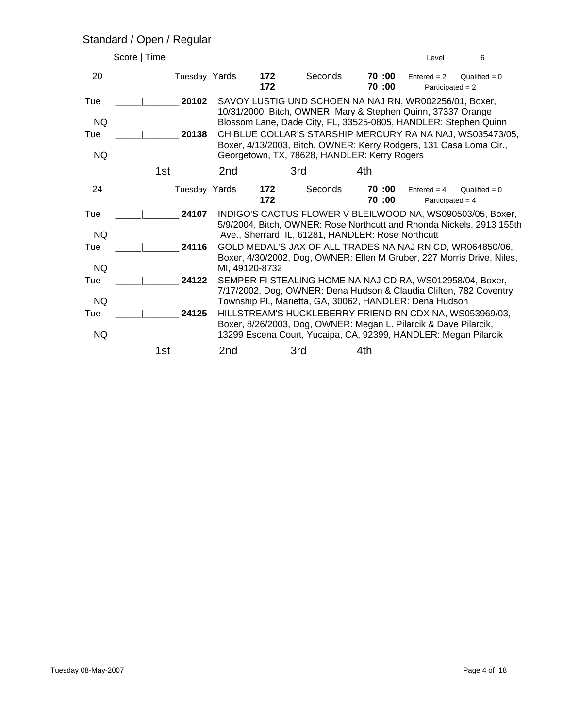## Standard / Open / Regular

Score | Time — Level 6

**20** — Tuesday — Yards **172** / **172** — Seconds **70 :00** / **70 :00** — Entered = 2 — Qualified = 0 — Participated = 2

| | Score \| Time | Armband | Entry |
|---|---|---|---|
| Tue<br>NQ | _____\|_______ | **20102** | SAVOY LUSTIG UND SCHOEN NA NAJ RN, WR002256/01, Boxer, 10/31/2000, Bitch, OWNER: Mary & Stephen Quinn, 37337 Orange Blossom Lane, Dade City, FL, 33525-0805, HANDLER: Stephen Quinn |
| Tue<br>NQ | _____\|_______ | **20138** | CH BLUE COLLAR'S STARSHIP MERCURY RA NA NAJ, WS035473/05, Boxer, 4/13/2003, Bitch, OWNER: Kerry Rodgers, 131 Casa Loma Cir., Georgetown, TX, 78628, HANDLER: Kerry Rogers |

1st — 2nd — 3rd — 4th

**24** — Tuesday — Yards **172** / **172** — Seconds **70 :00** / **70 :00** — Entered = 4 — Qualified = 0 — Participated = 4

| | Score \| Time | Armband | Entry |
|---|---|---|---|
| Tue<br>NQ | _____\|_______ | **24107** | INDIGO'S CACTUS FLOWER V BLEILWOOD NA, WS090503/05, Boxer, 5/9/2004, Bitch, OWNER: Rose Northcutt and Rhonda Nickels, 2913 155th Ave., Sherrard, IL, 61281, HANDLER: Rose Northcutt |
| Tue<br>NQ | _____\|_______ | **24116** | GOLD MEDAL'S JAX OF ALL TRADES NA NAJ RN CD, WR064850/06, Boxer, 4/30/2002, Dog, OWNER: Ellen M Gruber, 227 Morris Drive, Niles, MI, 49120-8732 |
| Tue<br>NQ | _____\|_______ | **24122** | SEMPER FI STEALING HOME NA NAJ CD RA, WS012958/04, Boxer, 7/17/2002, Dog, OWNER: Dena Hudson & Claudia Clifton, 782 Coventry Township Pl., Marietta, GA, 30062, HANDLER: Dena Hudson |
| Tue<br>NQ | _____\|_______ | **24125** | HILLSTREAM'S HUCKLEBERRY FRIEND RN CDX NA, WS053969/03, Boxer, 8/26/2003, Dog, OWNER: Megan L. Pilarcik & Dave Pilarcik, 13299 Escena Court, Yucaipa, CA, 92399, HANDLER: Megan Pilarcik |

1st — 2nd — 3rd — 4th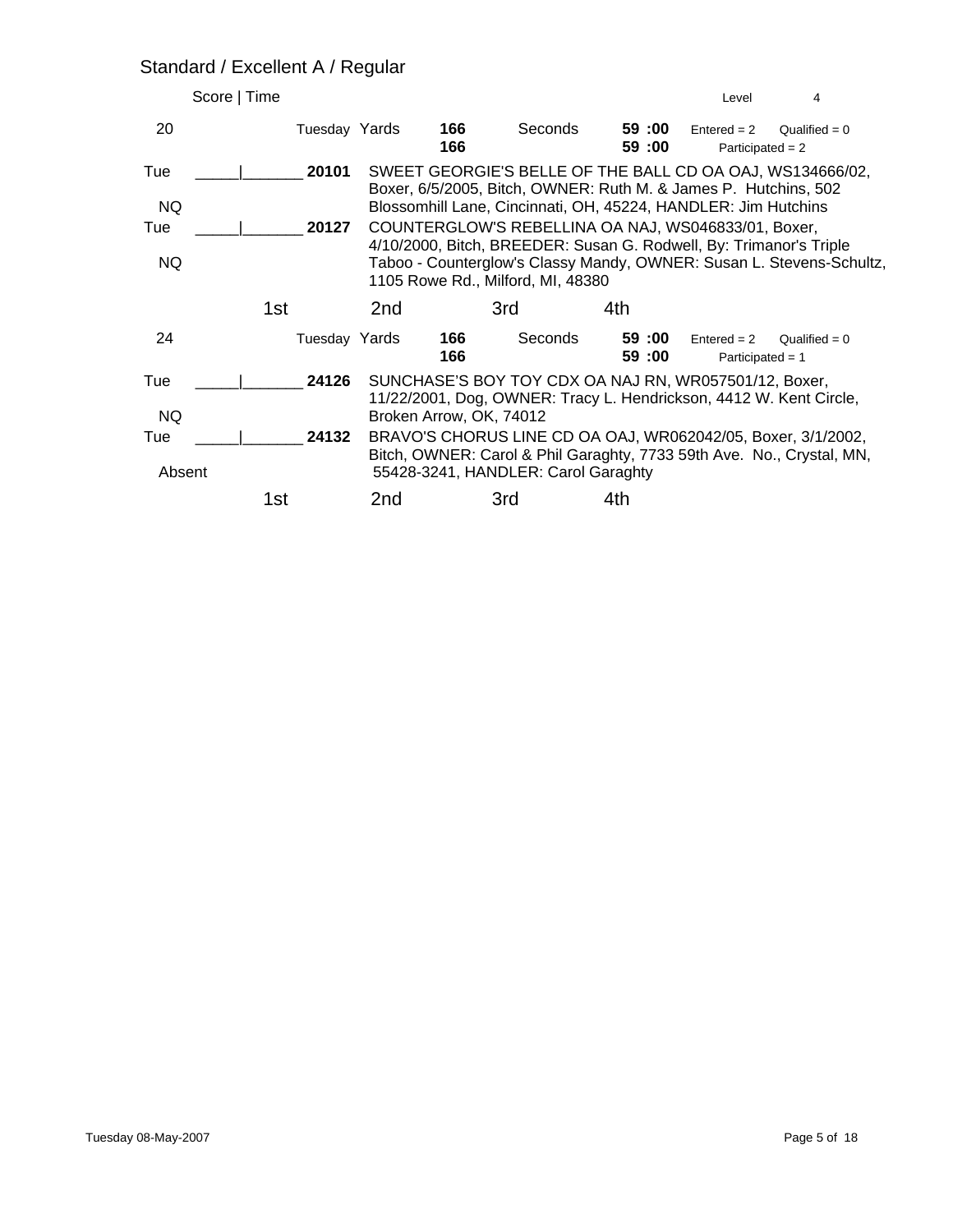## Standard / Excellent A / Regular

Score | Time &nbsp;&nbsp;&nbsp;&nbsp;&nbsp;&nbsp;&nbsp;&nbsp;&nbsp;&nbsp;&nbsp;&nbsp;&nbsp;&nbsp;&nbsp;&nbsp;&nbsp;&nbsp;&nbsp;&nbsp;&nbsp;&nbsp;&nbsp;&nbsp;&nbsp;&nbsp;&nbsp;&nbsp;&nbsp;&nbsp; Level 4

**20** &nbsp;&nbsp; Tuesday Yards **166** / **166** &nbsp;&nbsp; Seconds **59 :00** / **59 :00** &nbsp;&nbsp; Entered = 2 &nbsp; Qualified = 0 &nbsp; Participated = 2

| | | | |
|---|---|---|---|
| Tue / NQ | _____\|_______ | **20101** | SWEET GEORGIE'S BELLE OF THE BALL CD OA OAJ, WS134666/02, Boxer, 6/5/2005, Bitch, OWNER: Ruth M. & James P. Hutchins, 502 Blossomhill Lane, Cincinnati, OH, 45224, HANDLER: Jim Hutchins |
| Tue / NQ | _____\|_______ | **20127** | COUNTERGLOW'S REBELLINA OA NAJ, WS046833/01, Boxer, 4/10/2000, Bitch, BREEDER: Susan G. Rodwell, By: Trimanor's Triple Taboo - Counterglow's Classy Mandy, OWNER: Susan L. Stevens-Schultz, 1105 Rowe Rd., Milford, MI, 48380 |

1st &nbsp;&nbsp;&nbsp; 2nd &nbsp;&nbsp;&nbsp; 3rd &nbsp;&nbsp;&nbsp; 4th

**24** &nbsp;&nbsp; Tuesday Yards **166** / **166** &nbsp;&nbsp; Seconds **59 :00** / **59 :00** &nbsp;&nbsp; Entered = 2 &nbsp; Qualified = 0 &nbsp; Participated = 1

| | | | |
|---|---|---|---|
| Tue / NQ | _____\|_______ | **24126** | SUNCHASE'S BOY TOY CDX OA NAJ RN, WR057501/12, Boxer, 11/22/2001, Dog, OWNER: Tracy L. Hendrickson, 4412 W. Kent Circle, Broken Arrow, OK, 74012 |
| Tue / Absent | _____\|_______ | **24132** | BRAVO'S CHORUS LINE CD OA OAJ, WR062042/05, Boxer, 3/1/2002, Bitch, OWNER: Carol & Phil Garaghty, 7733 59th Ave. No., Crystal, MN, 55428-3241, HANDLER: Carol Garaghty |

1st &nbsp;&nbsp;&nbsp; 2nd &nbsp;&nbsp;&nbsp; 3rd &nbsp;&nbsp;&nbsp; 4th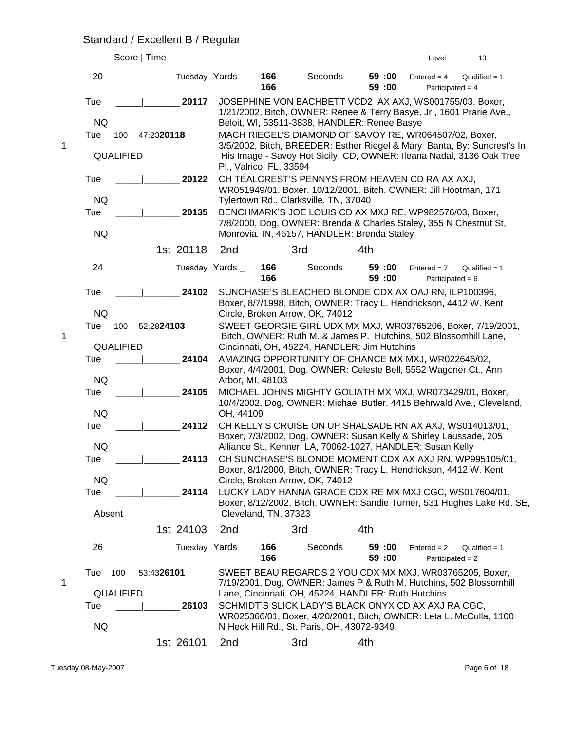## Standard / Excellent B / Regular

Score | Time — Level 13

### 20

Tuesday Yards 166 / 166 — Seconds 59 :00 / 59 :00 — Entered = 4, Qualified = 1, Participated = 4

| Place | Day | Score | Time | Armband | Entry |
|---|---|---|---|---|---|
| | Tue / NQ | _____ | _______ | 20117 | JOSEPHINE VON BACHBETT VCD2 AX AXJ, WS001755/03, Boxer, 1/21/2002, Bitch, OWNER: Renee & Terry Basye, Jr., 1601 Prarie Ave., Beloit, WI, 53511-3838, HANDLER: Renee Basye |
| 1 | Tue / QUALIFIED | 100 | 47:23 | **20118** | MACH RIEGEL'S DIAMOND OF SAVOY RE, WR064507/02, Boxer, 3/5/2002, Bitch, BREEDER: Esther Riegel & Mary Banta, By: Suncrest's In His Image - Savoy Hot Sicily, CD, OWNER: Ileana Nadal, 3136 Oak Tree Pl., Valrico, FL, 33594 |
| | Tue / NQ | _____ | _______ | 20122 | CH TEALCREST'S PENNYS FROM HEAVEN CD RA AX AXJ, WR051949/01, Boxer, 10/12/2001, Bitch, OWNER: Jill Hootman, 171 Tylertown Rd., Clarksville, TN, 37040 |
| | Tue / NQ | _____ | _______ | 20135 | BENCHMARK'S JOE LOUIS CD AX MXJ RE, WP982576/03, Boxer, 7/8/2000, Dog, OWNER: Brenda & Charles Staley, 355 N Chestnut St, Monrovia, IN, 46157, HANDLER: Brenda Staley |

1st 20118 — 2nd — 3rd — 4th

### 24

Tuesday Yards _ 166 / 166 — Seconds 59 :00 / 59 :00 — Entered = 7, Qualified = 1, Participated = 6

| Place | Day | Score | Time | Armband | Entry |
|---|---|---|---|---|---|
| | Tue / NQ | _____ | _______ | 24102 | SUNCHASE'S BLEACHED BLONDE CDX AX OAJ RN, ILP100396, Boxer, 8/7/1998, Bitch, OWNER: Tracy L. Hendrickson, 4412 W. Kent Circle, Broken Arrow, OK, 74012 |
| 1 | Tue / QUALIFIED | 100 | 52:28 | **24103** | SWEET GEORGIE GIRL UDX MX MXJ, WR03765206, Boxer, 7/19/2001, Bitch, OWNER: Ruth M. & James P. Hutchins, 502 Blossomhill Lane, Cincinnati, OH, 45224, HANDLER: Jim Hutchins |
| | Tue / NQ | _____ | _______ | 24104 | AMAZING OPPORTUNITY OF CHANCE MX MXJ, WR022646/02, Boxer, 4/4/2001, Dog, OWNER: Celeste Bell, 5552 Wagoner Ct., Ann Arbor, MI, 48103 |
| | Tue / NQ | _____ | _______ | 24105 | MICHAEL JOHNS MIGHTY GOLIATH MX MXJ, WR073429/01, Boxer, 10/4/2002, Dog, OWNER: Michael Butler, 4415 Behrwald Ave., Cleveland, OH, 44109 |
| | Tue / NQ | _____ | _______ | 24112 | CH KELLY'S CRUISE ON UP SHALSADE RN AX AXJ, WS014013/01, Boxer, 7/3/2002, Dog, OWNER: Susan Kelly & Shirley Laussade, 205 Alliance St., Kenner, LA, 70062-1027, HANDLER: Susan Kelly |
| | Tue / NQ | _____ | _______ | 24113 | CH SUNCHASE'S BLONDE MOMENT CDX AX AXJ RN, WP995105/01, Boxer, 8/1/2000, Bitch, OWNER: Tracy L. Hendrickson, 4412 W. Kent Circle, Broken Arrow, OK, 74012 |
| | Tue / Absent | _____ | _______ | 24114 | LUCKY LADY HANNA GRACE CDX RE MX MXJ CGC, WS017604/01, Boxer, 8/12/2002, Bitch, OWNER: Sandie Turner, 531 Hughes Lake Rd. SE, Cleveland, TN, 37323 |

1st 24103 — 2nd — 3rd — 4th

### 26

Tuesday Yards 166 / 166 — Seconds 59 :00 / 59 :00 — Entered = 2, Qualified = 1, Participated = 2

| Place | Day | Score | Time | Armband | Entry |
|---|---|---|---|---|---|
| 1 | Tue / QUALIFIED | 100 | 53:43 | **26101** | SWEET BEAU REGARDS 2 YOU CDX MX MXJ, WR03765205, Boxer, 7/19/2001, Dog, OWNER: James P & Ruth M. Hutchins, 502 Blossomhill Lane, Cincinnati, OH, 45224, HANDLER: Ruth Hutchins |
| | Tue / NQ | _____ | _______ | 26103 | SCHMIDT'S SLICK LADY'S BLACK ONYX CD AX AXJ RA CGC, WR025366/01, Boxer, 4/20/2001, Bitch, OWNER: Leta L. McCulla, 1100 N Heck Hill Rd., St. Paris, OH, 43072-9349 |

1st 26101 — 2nd — 3rd — 4th

Tuesday 08-May-2007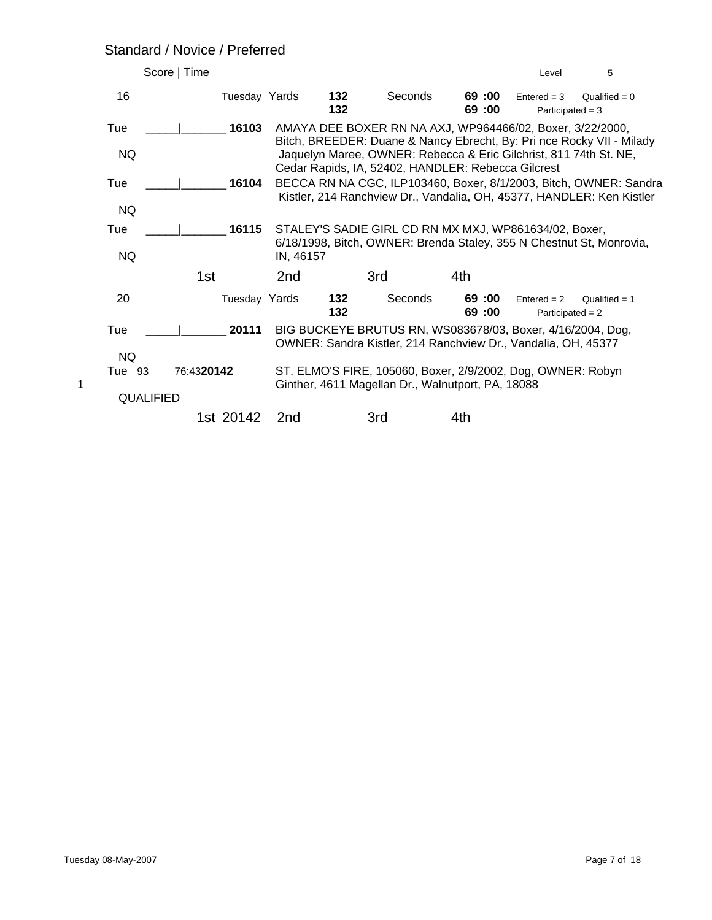## Standard / Novice / Preferred

Score | Time &nbsp;&nbsp;&nbsp;&nbsp;&nbsp;&nbsp;&nbsp;&nbsp;&nbsp;&nbsp;&nbsp;&nbsp;&nbsp;&nbsp;&nbsp;&nbsp;&nbsp;&nbsp;&nbsp;&nbsp;&nbsp;&nbsp; Level 5

**16** &nbsp;&nbsp; Tuesday Yards **132** / **132** &nbsp;&nbsp; Seconds **69 :00** / **69 :00** &nbsp;&nbsp; Entered = 3 &nbsp; Qualified = 0 &nbsp; Participated = 3

Tue _____|_______ **16103** AMAYA DEE BOXER RN NA AXJ, WP964466/02, Boxer, 3/22/2000, Bitch, BREEDER: Duane & Nancy Ebrecht, By: Pri nce Rocky VII - Milady Jaquelyn Maree, OWNER: Rebecca & Eric Gilchrist, 811 74th St. NE, Cedar Rapids, IA, 52402, HANDLER: Rebecca Gilcrest
NQ

Tue _____|_______ **16104** BECCA RN NA CGC, ILP103460, Boxer, 8/1/2003, Bitch, OWNER: Sandra Kistler, 214 Ranchview Dr., Vandalia, OH, 45377, HANDLER: Ken Kistler
NQ

Tue _____|_______ **16115** STALEY'S SADIE GIRL CD RN MX MXJ, WP861634/02, Boxer, 6/18/1998, Bitch, OWNER: Brenda Staley, 355 N Chestnut St, Monrovia, IN, 46157
NQ

1st &nbsp;&nbsp; 2nd &nbsp;&nbsp; 3rd &nbsp;&nbsp; 4th

**20** &nbsp;&nbsp; Tuesday Yards **132** / **132** &nbsp;&nbsp; Seconds **69 :00** / **69 :00** &nbsp;&nbsp; Entered = 2 &nbsp; Qualified = 1 &nbsp; Participated = 2

Tue _____|_______ **20111** BIG BUCKEYE BRUTUS RN, WS083678/03, Boxer, 4/16/2004, Dog, OWNER: Sandra Kistler, 214 Ranchview Dr., Vandalia, OH, 45377
NQ

1 &nbsp; Tue 93 &nbsp; 76:43 **20142** ST. ELMO'S FIRE, 105060, Boxer, 2/9/2002, Dog, OWNER: Robyn Ginther, 4611 Magellan Dr., Walnutport, PA, 18088
QUALIFIED

1st 20142 &nbsp;&nbsp; 2nd &nbsp;&nbsp; 3rd &nbsp;&nbsp; 4th

Tuesday 08-May-2007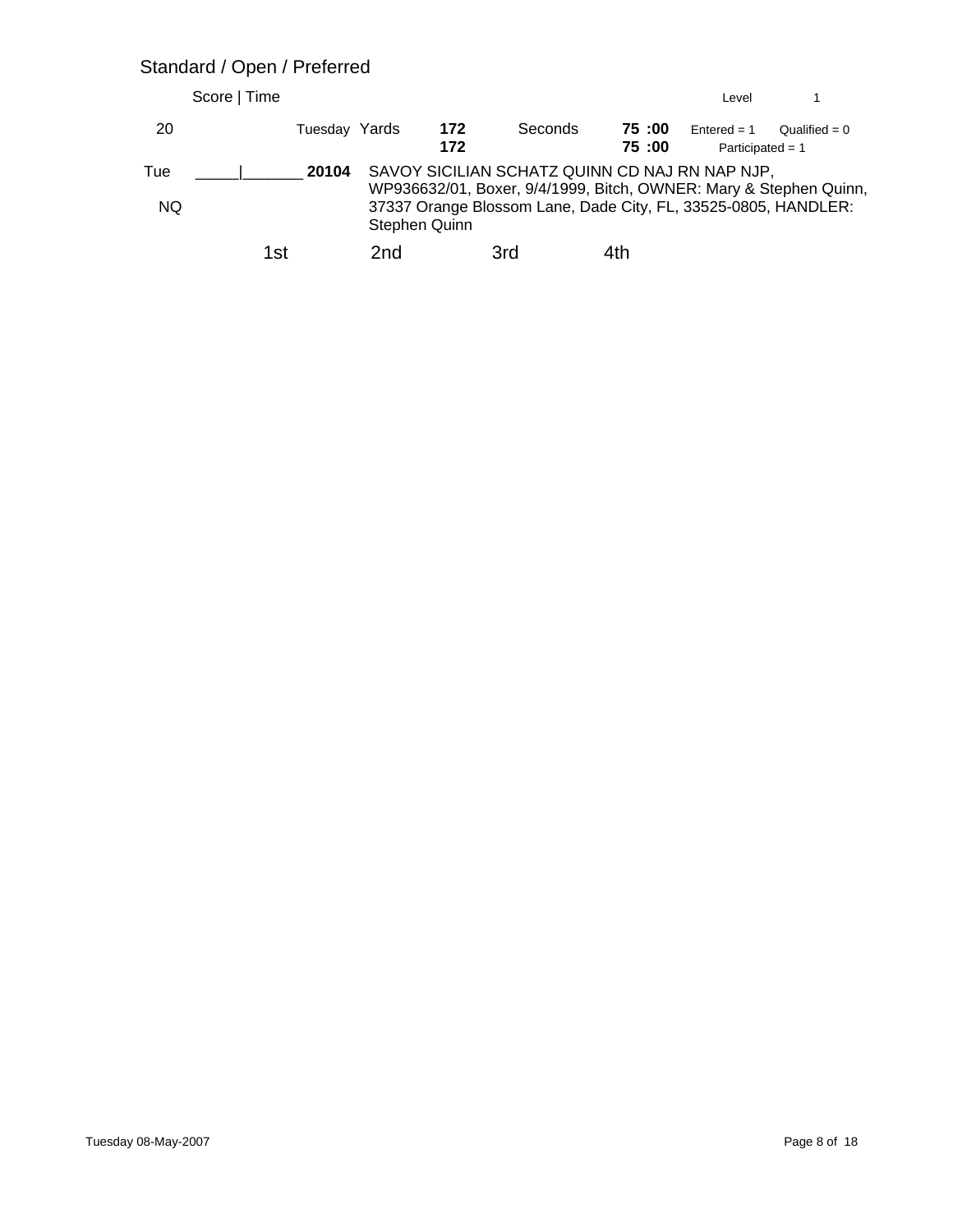## Standard / Open / Preferred

| Score \| Time | | | | | | | Level | 1 |
|---|---|---|---|---|---|---|---|---|
| 20 | Tuesday | Yards | **172**<br>**172** | Seconds | **75 :00**<br>**75 :00** | | Entered = 1<br>Participated = 1 | Qualified = 0 |

Tue _____|_______ **20104** SAVOY SICILIAN SCHATZ QUINN CD NAJ RN NAP NJP, WP936632/01, Boxer, 9/4/1999, Bitch, OWNER: Mary & Stephen Quinn, 37337 Orange Blossom Lane, Dade City, FL, 33525-0805, HANDLER: Stephen Quinn

NQ

1st 2nd 3rd 4th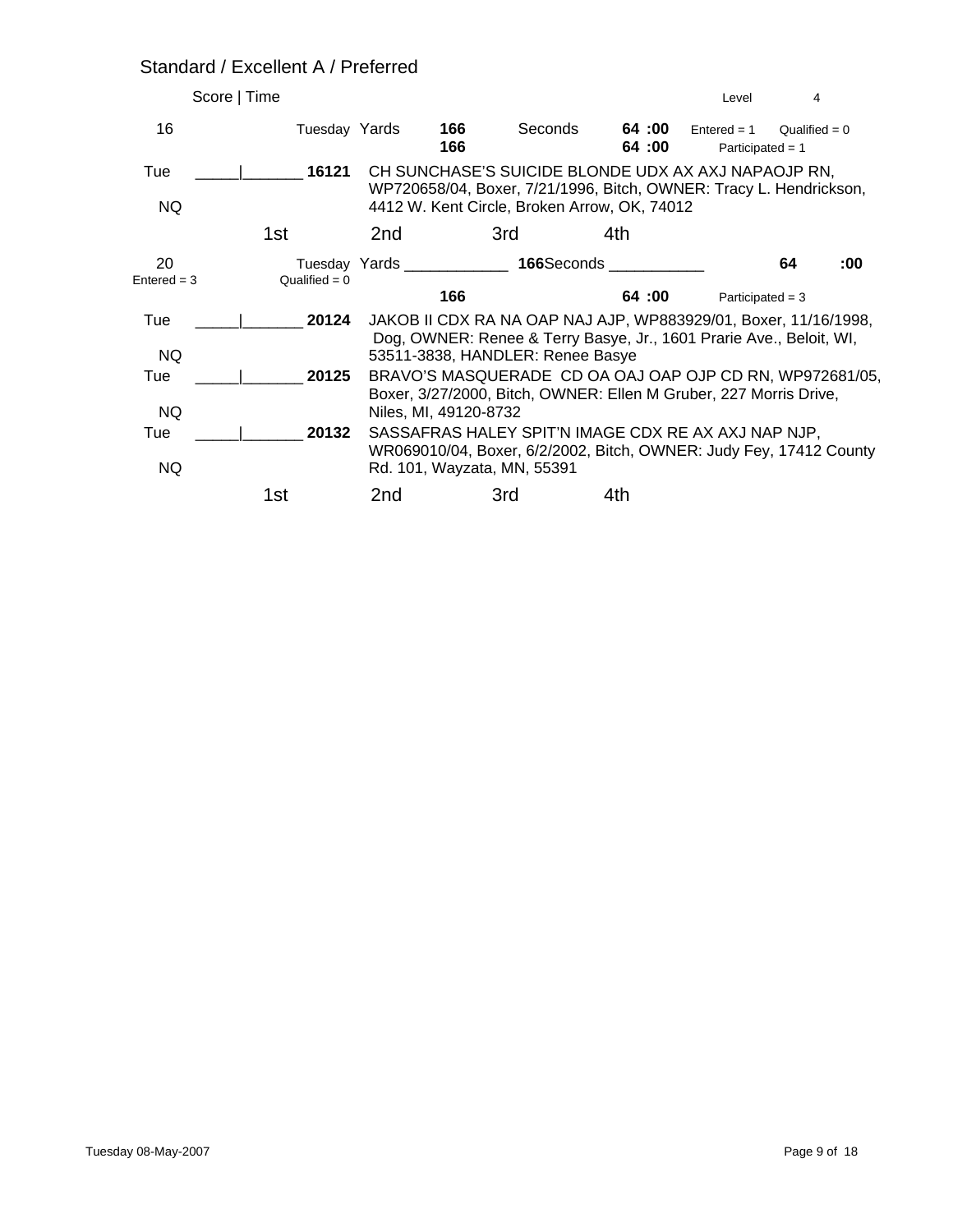## Standard / Excellent A / Preferred

Score | Time　　　　　　　　　　　　　　　　　　　　　　　　　　Level　4

16　　Tuesday　Yards　**166**　Seconds　**64 :00**　Entered = 1　Qualified = 0
**166**　**64 :00**　Participated = 1

Tue　_____|_______ **16121**　CH SUNCHASE'S SUICIDE BLONDE UDX AX AXJ NAPAOJP RN, WP720658/04, Boxer, 7/21/1996, Bitch, OWNER: Tracy L. Hendrickson, 4412 W. Kent Circle, Broken Arrow, OK, 74012
NQ

1st　2nd　3rd　4th

20　Entered = 3　Tuesday　Qualified = 0　Yards ____________ **166**Seconds ___________ **64 :00**
**166**　**64 :00**　Participated = 3

Tue　_____|_______ **20124**　JAKOB II CDX RA NA OAP NAJ AJP, WP883929/01, Boxer, 11/16/1998, Dog, OWNER: Renee & Terry Basye, Jr., 1601 Prarie Ave., Beloit, WI, 53511-3838, HANDLER: Renee Basye
NQ

Tue　_____|_______ **20125**　BRAVO'S MASQUERADE CD OA OAJ OAP OJP CD RN, WP972681/05, Boxer, 3/27/2000, Bitch, OWNER: Ellen M Gruber, 227 Morris Drive, Niles, MI, 49120-8732
NQ

Tue　_____|_______ **20132**　SASSAFRAS HALEY SPIT'N IMAGE CDX RE AX AXJ NAP NJP, WR069010/04, Boxer, 6/2/2002, Bitch, OWNER: Judy Fey, 17412 County Rd. 101, Wayzata, MN, 55391
NQ

1st　2nd　3rd　4th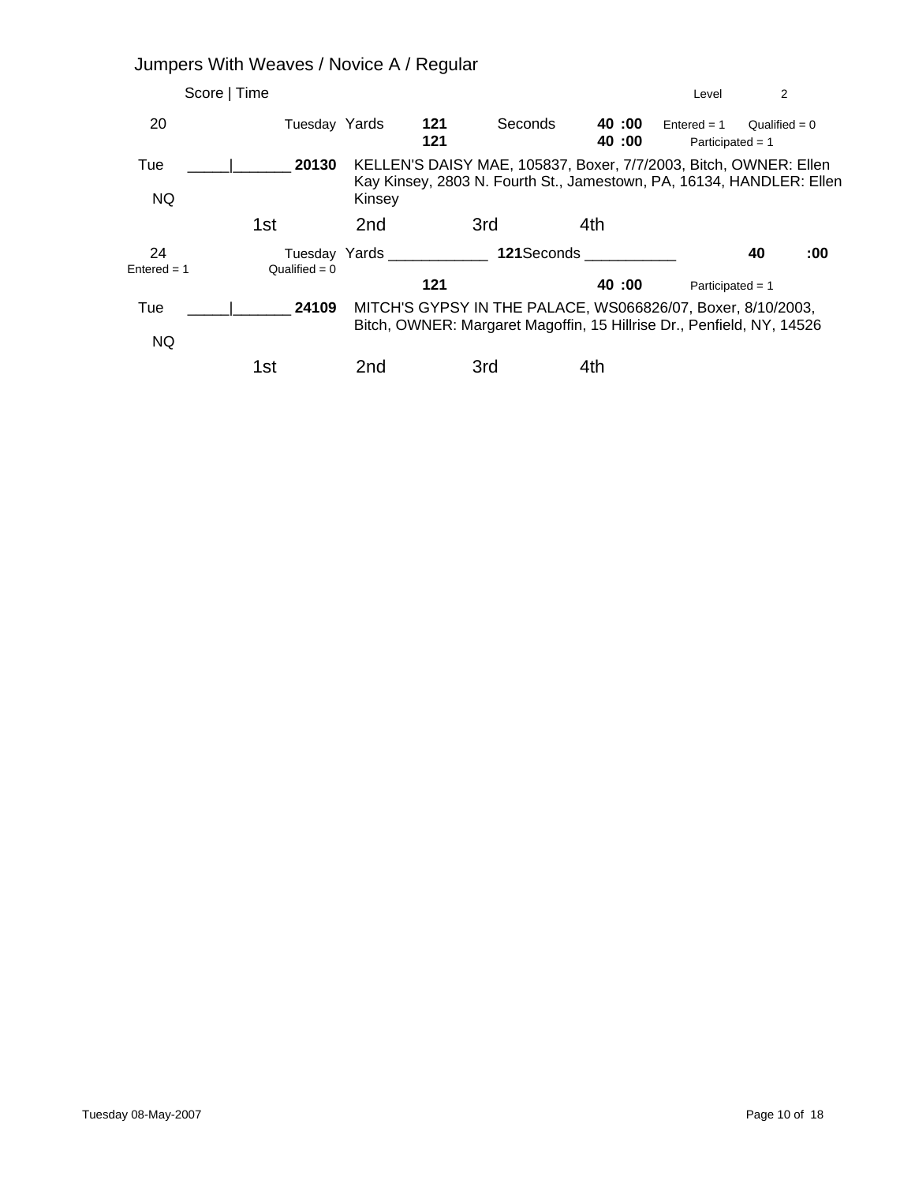## Jumpers With Weaves / Novice A / Regular

Score | Time — Level 2

**20** — Tuesday — Yards **121** / **121** — Seconds **40 :00** / **40 :00** — Entered = 1 — Qualified = 0 — Participated = 1

Tue _____|_______ **20130** KELLEN'S DAISY MAE, 105837, Boxer, 7/7/2003, Bitch, OWNER: Ellen Kay Kinsey, 2803 N. Fourth St., Jamestown, PA, 16134, HANDLER: Ellen Kinsey

NQ

1st 2nd 3rd 4th

**24** — Entered = 1 — Tuesday — Qualified = 0 — Yards ____________ **121** Seconds ___________ **40** **:00**

**121** **40 :00** Participated = 1

Tue _____|_______ **24109** MITCH'S GYPSY IN THE PALACE, WS066826/07, Boxer, 8/10/2003, Bitch, OWNER: Margaret Magoffin, 15 Hillrise Dr., Penfield, NY, 14526

NQ

1st 2nd 3rd 4th

Tuesday 08-May-2007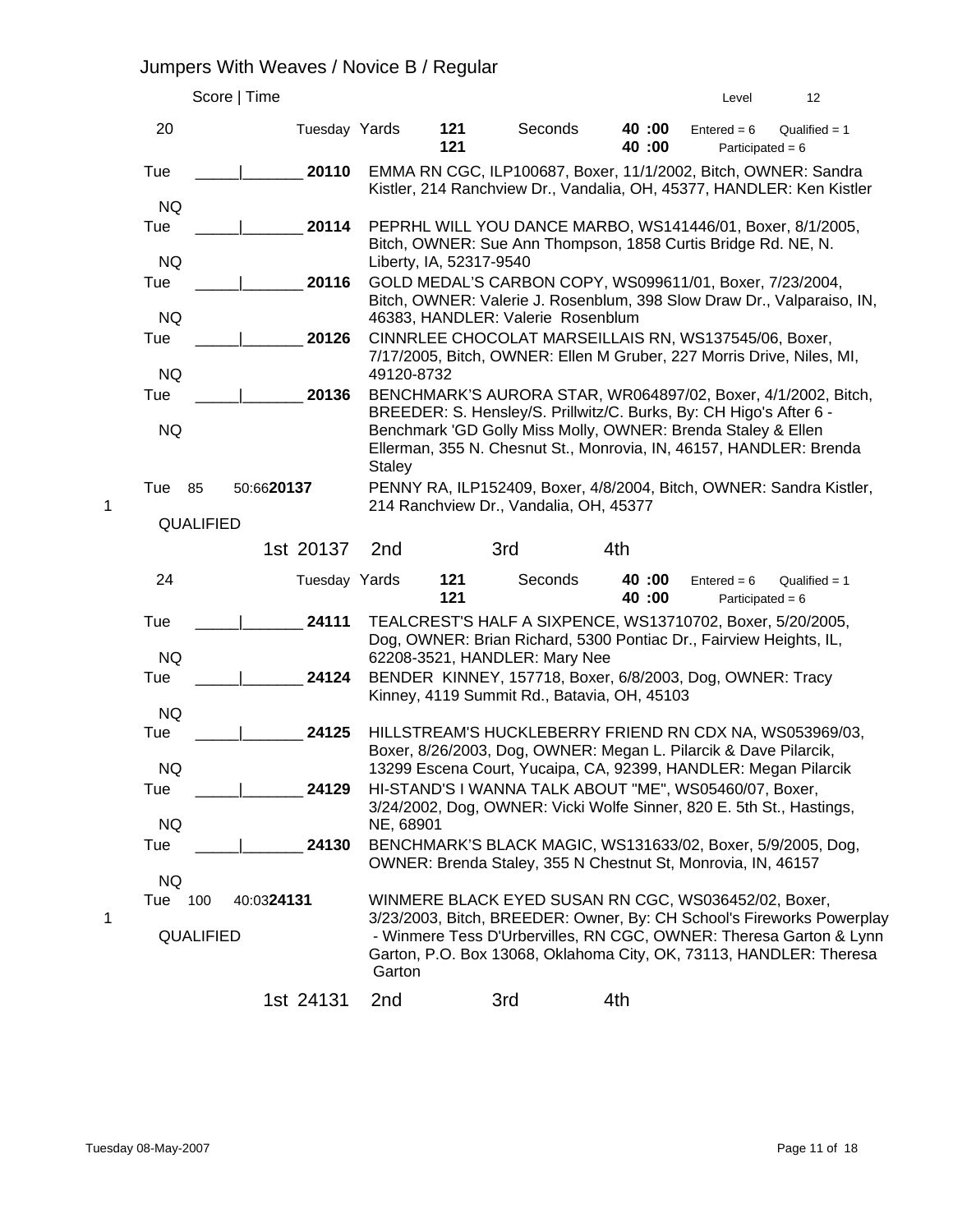# Jumpers With Weaves / Novice B / Regular

Score | Time — Level 12

## 20

Tuesday Yards 121 / 121 — Seconds 40 :00 / 40 :00 — Entered = 6 — Qualified = 1 — Participated = 6

| Place | Day | Score | Time | Armband | Entry |
|---|---|---|---|---|---|
| | Tue NQ | _____ | _______ | 20110 | EMMA RN CGC, ILP100687, Boxer, 11/1/2002, Bitch, OWNER: Sandra Kistler, 214 Ranchview Dr., Vandalia, OH, 45377, HANDLER: Ken Kistler |
| | Tue NQ | _____ | _______ | 20114 | PEPRHL WILL YOU DANCE MARBO, WS141446/01, Boxer, 8/1/2005, Bitch, OWNER: Sue Ann Thompson, 1858 Curtis Bridge Rd. NE, N. Liberty, IA, 52317-9540 |
| | Tue NQ | _____ | _______ | 20116 | GOLD MEDAL'S CARBON COPY, WS099611/01, Boxer, 7/23/2004, Bitch, OWNER: Valerie J. Rosenblum, 398 Slow Draw Dr., Valparaiso, IN, 46383, HANDLER: Valerie Rosenblum |
| | Tue NQ | _____ | _______ | 20126 | CINNRLEE CHOCOLAT MARSEILLAIS RN, WS137545/06, Boxer, 7/17/2005, Bitch, OWNER: Ellen M Gruber, 227 Morris Drive, Niles, MI, 49120-8732 |
| | Tue NQ | _____ | _______ | 20136 | BENCHMARK'S AURORA STAR, WR064897/02, Boxer, 4/1/2002, Bitch, BREEDER: S. Hensley/S. Prillwitz/C. Burks, By: CH Higo's After 6 - Benchmark 'GD Golly Miss Molly, OWNER: Brenda Staley & Ellen Ellerman, 355 N. Chesnut St., Monrovia, IN, 46157, HANDLER: Brenda Staley |
| 1 | Tue QUALIFIED | 85 | 50:66 | 20137 | PENNY RA, ILP152409, Boxer, 4/8/2004, Bitch, OWNER: Sandra Kistler, 214 Ranchview Dr., Vandalia, OH, 45377 |

1st 20137 — 2nd — 3rd — 4th

## 24

Tuesday Yards 121 / 121 — Seconds 40 :00 / 40 :00 — Entered = 6 — Qualified = 1 — Participated = 6

| Place | Day | Score | Time | Armband | Entry |
|---|---|---|---|---|---|
| | Tue NQ | _____ | _______ | 24111 | TEALCREST'S HALF A SIXPENCE, WS13710702, Boxer, 5/20/2005, Dog, OWNER: Brian Richard, 5300 Pontiac Dr., Fairview Heights, IL, 62208-3521, HANDLER: Mary Nee |
| | Tue NQ | _____ | _______ | 24124 | BENDER KINNEY, 157718, Boxer, 6/8/2003, Dog, OWNER: Tracy Kinney, 4119 Summit Rd., Batavia, OH, 45103 |
| | Tue NQ | _____ | _______ | 24125 | HILLSTREAM'S HUCKLEBERRY FRIEND RN CDX NA, WS053969/03, Boxer, 8/26/2003, Dog, OWNER: Megan L. Pilarcik & Dave Pilarcik, 13299 Escena Court, Yucaipa, CA, 92399, HANDLER: Megan Pilarcik |
| | Tue NQ | _____ | _______ | 24129 | HI-STAND'S I WANNA TALK ABOUT "ME", WS05460/07, Boxer, 3/24/2002, Dog, OWNER: Vicki Wolfe Sinner, 820 E. 5th St., Hastings, NE, 68901 |
| | Tue NQ | _____ | _______ | 24130 | BENCHMARK'S BLACK MAGIC, WS131633/02, Boxer, 5/9/2005, Dog, OWNER: Brenda Staley, 355 N Chestnut St, Monrovia, IN, 46157 |
| 1 | Tue QUALIFIED | 100 | 40:03 | 24131 | WINMERE BLACK EYED SUSAN RN CGC, WS036452/02, Boxer, 3/23/2003, Bitch, BREEDER: Owner, By: CH School's Fireworks Powerplay - Winmere Tess D'Urbervilles, RN CGC, OWNER: Theresa Garton & Lynn Garton, P.O. Box 13068, Oklahoma City, OK, 73113, HANDLER: Theresa Garton |

1st 24131 — 2nd — 3rd — 4th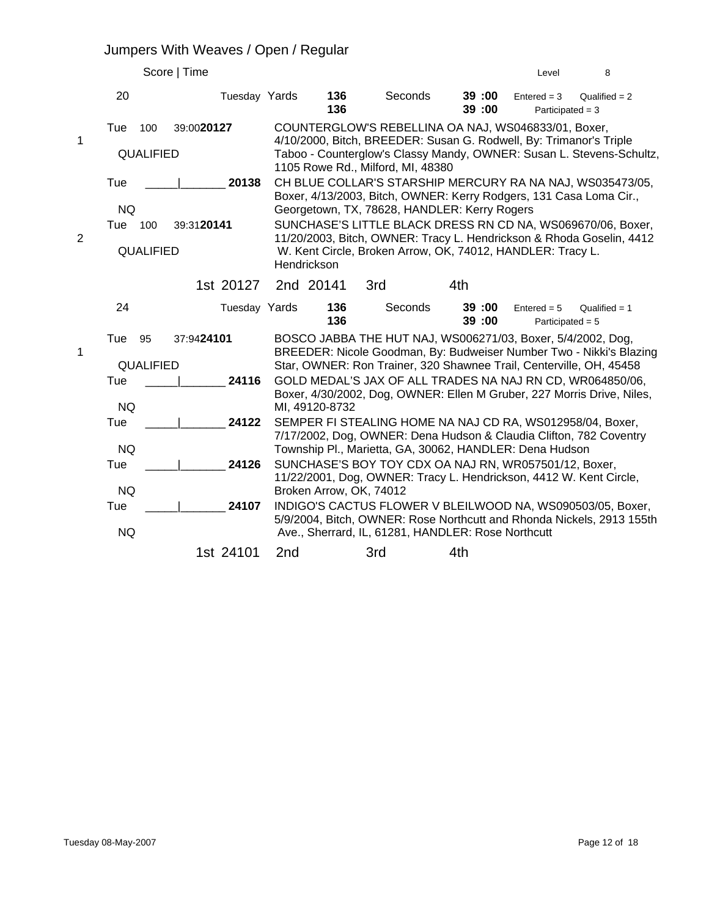# Jumpers With Weaves / Open / Regular

Score | Time — Level 8

## 20

Tuesday — Yards: 136 / 136 — Seconds: 39 :00 / 39 :00 — Entered = 3 — Qualified = 2 — Participated = 3

| Place | Day | Score | Time | Armband | Entry |
|---|---|---|---|---|---|
| 1 | Tue | 100 | 39:00 | **20127** | COUNTERGLOW'S REBELLINA OA NAJ, WS046833/01, Boxer, 4/10/2000, Bitch, BREEDER: Susan G. Rodwell, By: Trimanor's Triple Taboo - Counterglow's Classy Mandy, OWNER: Susan L. Stevens-Schultz, 1105 Rowe Rd., Milford, MI, 48380 |
| | QUALIFIED | | | | |
| | Tue | _____ | _______ | **20138** | CH BLUE COLLAR'S STARSHIP MERCURY RA NA NAJ, WS035473/05, Boxer, 4/13/2003, Bitch, OWNER: Kerry Rodgers, 131 Casa Loma Cir., Georgetown, TX, 78628, HANDLER: Kerry Rogers |
| | NQ | | | | |
| 2 | Tue | 100 | 39:31 | **20141** | SUNCHASE'S LITTLE BLACK DRESS RN CD NA, WS069670/06, Boxer, 11/20/2003, Bitch, OWNER: Tracy L. Hendrickson & Rhoda Goselin, 4412 W. Kent Circle, Broken Arrow, OK, 74012, HANDLER: Tracy L. Hendrickson |
| | QUALIFIED | | | | |

1st 20127 — 2nd 20141 — 3rd — 4th

## 24

Tuesday — Yards: 136 / 136 — Seconds: 39 :00 / 39 :00 — Entered = 5 — Qualified = 1 — Participated = 5

| Place | Day | Score | Time | Armband | Entry |
|---|---|---|---|---|---|
| 1 | Tue | 95 | 37:94 | **24101** | BOSCO JABBA THE HUT NAJ, WS006271/03, Boxer, 5/4/2002, Dog, BREEDER: Nicole Goodman, By: Budweiser Number Two - Nikki's Blazing Star, OWNER: Ron Trainer, 320 Shawnee Trail, Centerville, OH, 45458 |
| | QUALIFIED | | | | |
| | Tue | _____ | _______ | **24116** | GOLD MEDAL'S JAX OF ALL TRADES NA NAJ RN CD, WR064850/06, Boxer, 4/30/2002, Dog, OWNER: Ellen M Gruber, 227 Morris Drive, Niles, MI, 49120-8732 |
| | NQ | | | | |
| | Tue | _____ | _______ | **24122** | SEMPER FI STEALING HOME NA NAJ CD RA, WS012958/04, Boxer, 7/17/2002, Dog, OWNER: Dena Hudson & Claudia Clifton, 782 Coventry Township Pl., Marietta, GA, 30062, HANDLER: Dena Hudson |
| | NQ | | | | |
| | Tue | _____ | _______ | **24126** | SUNCHASE'S BOY TOY CDX OA NAJ RN, WR057501/12, Boxer, 11/22/2001, Dog, OWNER: Tracy L. Hendrickson, 4412 W. Kent Circle, Broken Arrow, OK, 74012 |
| | NQ | | | | |
| | Tue | _____ | _______ | **24107** | INDIGO'S CACTUS FLOWER V BLEILWOOD NA, WS090503/05, Boxer, 5/9/2004, Bitch, OWNER: Rose Northcutt and Rhonda Nickels, 2913 155th Ave., Sherrard, IL, 61281, HANDLER: Rose Northcutt |
| | NQ | | | | |

1st 24101 — 2nd — 3rd — 4th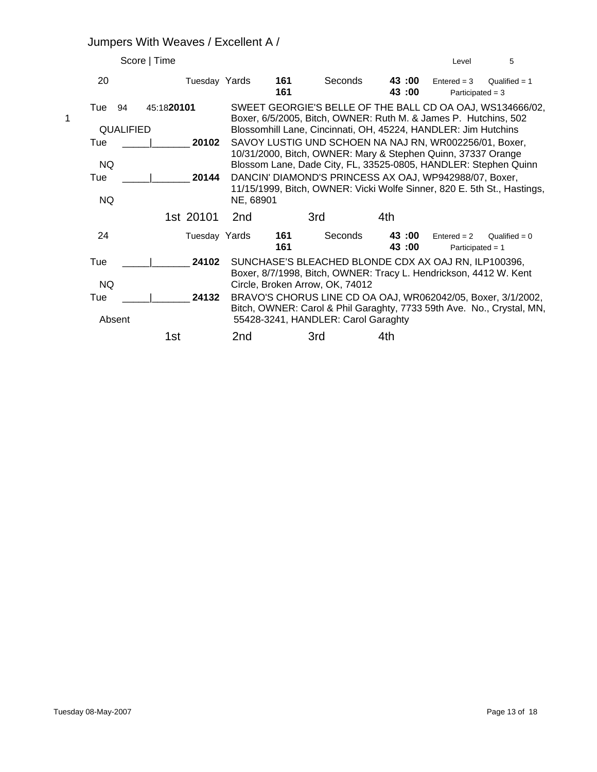## Jumpers With Weaves / Excellent A /

Score | Time — Level 5

**20** — Tuesday — Yards **161** / **161** — Seconds **43 :00** / **43 :00** — Entered = 3 — Qualified = 1 — Participated = 3

| Place | Day | Score | Time | Armband | Entry |
|---|---|---|---|---|---|
| 1 | Tue | 94 | 45:18 | **20101** | SWEET GEORGIE'S BELLE OF THE BALL CD OA OAJ, WS134666/02, Boxer, 6/5/2005, Bitch, OWNER: Ruth M. & James P. Hutchins, 502 Blossomhill Lane, Cincinnati, OH, 45224, HANDLER: Jim Hutchins |
| | QUALIFIED | | | | |
| | Tue | _____ | _______ | **20102** | SAVOY LUSTIG UND SCHOEN NA NAJ RN, WR002256/01, Boxer, 10/31/2000, Bitch, OWNER: Mary & Stephen Quinn, 37337 Orange Blossom Lane, Dade City, FL, 33525-0805, HANDLER: Stephen Quinn |
| | NQ | | | | |
| | Tue | _____ | _______ | **20144** | DANCIN' DIAMOND'S PRINCESS AX OAJ, WP942988/07, Boxer, 11/15/1999, Bitch, OWNER: Vicki Wolfe Sinner, 820 E. 5th St., Hastings, NE, 68901 |
| | NQ | | | | |

1st 20101 — 2nd — 3rd — 4th

**24** — Tuesday — Yards **161** / **161** — Seconds **43 :00** / **43 :00** — Entered = 2 — Qualified = 0 — Participated = 1

| Place | Day | Score | Time | Armband | Entry |
|---|---|---|---|---|---|
| | Tue | _____ | _______ | **24102** | SUNCHASE'S BLEACHED BLONDE CDX AX OAJ RN, ILP100396, Boxer, 8/7/1998, Bitch, OWNER: Tracy L. Hendrickson, 4412 W. Kent Circle, Broken Arrow, OK, 74012 |
| | NQ | | | | |
| | Tue | _____ | _______ | **24132** | BRAVO'S CHORUS LINE CD OA OAJ, WR062042/05, Boxer, 3/1/2002, Bitch, OWNER: Carol & Phil Garaghty, 7733 59th Ave. No., Crystal, MN, 55428-3241, HANDLER: Carol Garaghty |
| | Absent | | | | |

1st — 2nd — 3rd — 4th

Tuesday 08-May-2007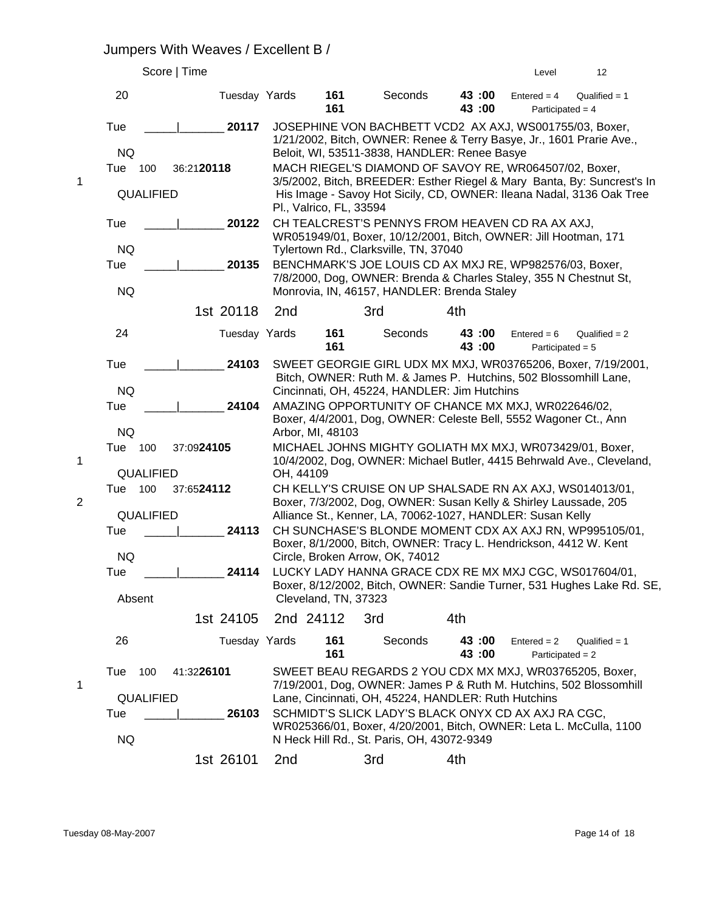# Jumpers With Weaves / Excellent B /

Score | Time — Level 12

## 20

Tuesday Yards 161 / 161 — Seconds 43 :00 / 43 :00 — Entered = 4, Qualified = 1, Participated = 4

| Place | Day | Score | Time | Armband | Result | Details |
|---|---|---|---|---|---|---|
| | Tue | _____ | _______ | 20117 | NQ | JOSEPHINE VON BACHBETT VCD2 AX AXJ, WS001755/03, Boxer, 1/21/2002, Bitch, OWNER: Renee & Terry Basye, Jr., 1601 Prarie Ave., Beloit, WI, 53511-3838, HANDLER: Renee Basye |
| 1 | Tue | 100 | 36:21 | **20118** | QUALIFIED | MACH RIEGEL'S DIAMOND OF SAVOY RE, WR064507/02, Boxer, 3/5/2002, Bitch, BREEDER: Esther Riegel & Mary Banta, By: Suncrest's In His Image - Savoy Hot Sicily, CD, OWNER: Ileana Nadal, 3136 Oak Tree Pl., Valrico, FL, 33594 |
| | Tue | _____ | _______ | 20122 | NQ | CH TEALCREST'S PENNYS FROM HEAVEN CD RA AX AXJ, WR051949/01, Boxer, 10/12/2001, Bitch, OWNER: Jill Hootman, 171 Tylertown Rd., Clarksville, TN, 37040 |
| | Tue | _____ | _______ | 20135 | NQ | BENCHMARK'S JOE LOUIS CD AX MXJ RE, WP982576/03, Boxer, 7/8/2000, Dog, OWNER: Brenda & Charles Staley, 355 N Chestnut St, Monrovia, IN, 46157, HANDLER: Brenda Staley |

1st 20118 — 2nd — 3rd — 4th

## 24

Tuesday Yards 161 / 161 — Seconds 43 :00 / 43 :00 — Entered = 6, Qualified = 2, Participated = 5

| Place | Day | Score | Time | Armband | Result | Details |
|---|---|---|---|---|---|---|
| | Tue | _____ | _______ | 24103 | NQ | SWEET GEORGIE GIRL UDX MX MXJ, WR03765206, Boxer, 7/19/2001, Bitch, OWNER: Ruth M. & James P. Hutchins, 502 Blossomhill Lane, Cincinnati, OH, 45224, HANDLER: Jim Hutchins |
| | Tue | _____ | _______ | 24104 | NQ | AMAZING OPPORTUNITY OF CHANCE MX MXJ, WR022646/02, Boxer, 4/4/2001, Dog, OWNER: Celeste Bell, 5552 Wagoner Ct., Ann Arbor, MI, 48103 |
| 1 | Tue | 100 | 37:09 | **24105** | QUALIFIED | MICHAEL JOHNS MIGHTY GOLIATH MX MXJ, WR073429/01, Boxer, 10/4/2002, Dog, OWNER: Michael Butler, 4415 Behrwald Ave., Cleveland, OH, 44109 |
| 2 | Tue | 100 | 37:65 | **24112** | QUALIFIED | CH KELLY'S CRUISE ON UP SHALSADE RN AX AXJ, WS014013/01, Boxer, 7/3/2002, Dog, OWNER: Susan Kelly & Shirley Laussade, 205 Alliance St., Kenner, LA, 70062-1027, HANDLER: Susan Kelly |
| | Tue | _____ | _______ | 24113 | NQ | CH SUNCHASE'S BLONDE MOMENT CDX AX AXJ RN, WP995105/01, Boxer, 8/1/2000, Bitch, OWNER: Tracy L. Hendrickson, 4412 W. Kent Circle, Broken Arrow, OK, 74012 |
| | Tue | _____ | _______ | 24114 | Absent | LUCKY LADY HANNA GRACE CDX RE MX MXJ CGC, WS017604/01, Boxer, 8/12/2002, Bitch, OWNER: Sandie Turner, 531 Hughes Lake Rd. SE, Cleveland, TN, 37323 |

1st 24105 — 2nd 24112 — 3rd — 4th

## 26

Tuesday Yards 161 / 161 — Seconds 43 :00 / 43 :00 — Entered = 2, Qualified = 1, Participated = 2

| Place | Day | Score | Time | Armband | Result | Details |
|---|---|---|---|---|---|---|
| 1 | Tue | 100 | 41:32 | **26101** | QUALIFIED | SWEET BEAU REGARDS 2 YOU CDX MX MXJ, WR03765205, Boxer, 7/19/2001, Dog, OWNER: James P & Ruth M. Hutchins, 502 Blossomhill Lane, Cincinnati, OH, 45224, HANDLER: Ruth Hutchins |
| | Tue | _____ | _______ | 26103 | NQ | SCHMIDT'S SLICK LADY'S BLACK ONYX CD AX AXJ RA CGC, WR025366/01, Boxer, 4/20/2001, Bitch, OWNER: Leta L. McCulla, 1100 N Heck Hill Rd., St. Paris, OH, 43072-9349 |

1st 26101 — 2nd — 3rd — 4th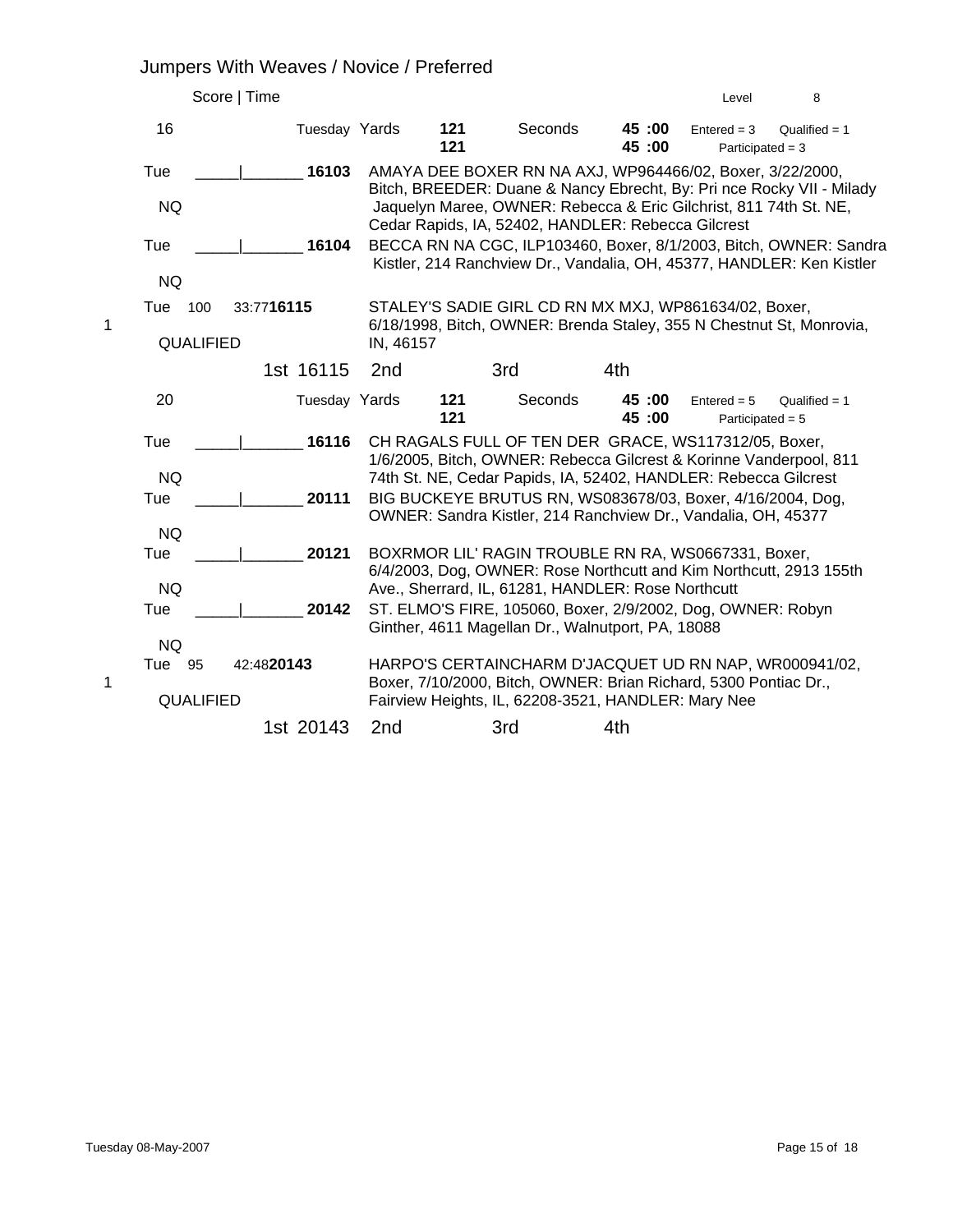# Jumpers With Weaves / Novice / Preferred

Score | Time                                                                                     Level 8

**16** — Tuesday — Yards **121** / **121** — Seconds **45 :00** / **45 :00** — Entered = 3 — Qualified = 1 — Participated = 3

| Place | Day | Score | Time | Armband | Entry |
|---|---|---|---|---|---|
| | Tue NQ | _____ | _______ | **16103** | AMAYA DEE BOXER RN NA AXJ, WP964466/02, Boxer, 3/22/2000, Bitch, BREEDER: Duane & Nancy Ebrecht, By: Pri nce Rocky VII - Milady Jaquelyn Maree, OWNER: Rebecca & Eric Gilchrist, 811 74th St. NE, Cedar Rapids, IA, 52402, HANDLER: Rebecca Gilcrest |
| | Tue NQ | _____ | _______ | **16104** | BECCA RN NA CGC, ILP103460, Boxer, 8/1/2003, Bitch, OWNER: Sandra Kistler, 214 Ranchview Dr., Vandalia, OH, 45377, HANDLER: Ken Kistler |
| 1 | Tue QUALIFIED | 100 | 33:77 | **16115** | STALEY'S SADIE GIRL CD RN MX MXJ, WP861634/02, Boxer, 6/18/1998, Bitch, OWNER: Brenda Staley, 355 N Chestnut St, Monrovia, IN, 46157 |

1st 16115    2nd    3rd    4th

**20** — Tuesday — Yards **121** / **121** — Seconds **45 :00** / **45 :00** — Entered = 5 — Qualified = 1 — Participated = 5

| Place | Day | Score | Time | Armband | Entry |
|---|---|---|---|---|---|
| | Tue NQ | _____ | _______ | **16116** | CH RAGALS FULL OF TEN DER GRACE, WS117312/05, Boxer, 1/6/2005, Bitch, OWNER: Rebecca Gilcrest & Korinne Vanderpool, 811 74th St. NE, Cedar Papids, IA, 52402, HANDLER: Rebecca Gilcrest |
| | Tue NQ | _____ | _______ | **20111** | BIG BUCKEYE BRUTUS RN, WS083678/03, Boxer, 4/16/2004, Dog, OWNER: Sandra Kistler, 214 Ranchview Dr., Vandalia, OH, 45377 |
| | Tue NQ | _____ | _______ | **20121** | BOXRMOR LIL' RAGIN TROUBLE RN RA, WS0667331, Boxer, 6/4/2003, Dog, OWNER: Rose Northcutt and Kim Northcutt, 2913 155th Ave., Sherrard, IL, 61281, HANDLER: Rose Northcutt |
| | Tue NQ | _____ | _______ | **20142** | ST. ELMO'S FIRE, 105060, Boxer, 2/9/2002, Dog, OWNER: Robyn Ginther, 4611 Magellan Dr., Walnutport, PA, 18088 |
| 1 | Tue QUALIFIED | 95 | 42:48 | **20143** | HARPO'S CERTAINCHARM D'JACQUET UD RN NAP, WR000941/02, Boxer, 7/10/2000, Bitch, OWNER: Brian Richard, 5300 Pontiac Dr., Fairview Heights, IL, 62208-3521, HANDLER: Mary Nee |

1st 20143    2nd    3rd    4th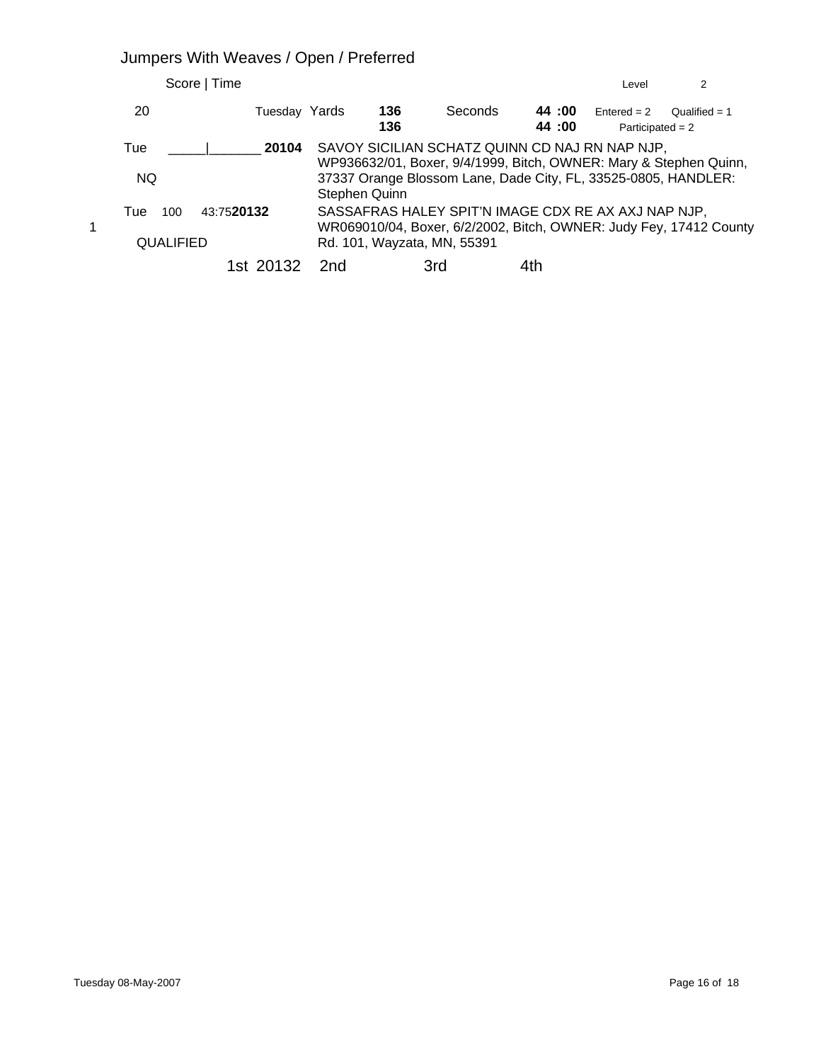## Jumpers With Weaves / Open / Preferred

Score | Time                                                     Level 2

20    Tuesday Yards **136** **136**    Seconds **44 :00** **44 :00**    Entered = 2    Qualified = 1    Participated = 2

Tue _____|_______ **20104** SAVOY SICILIAN SCHATZ QUINN CD NAJ RN NAP NJP, WP936632/01, Boxer, 9/4/1999, Bitch, OWNER: Mary & Stephen Quinn, 37337 Orange Blossom Lane, Dade City, FL, 33525-0805, HANDLER: Stephen Quinn

NQ

1    Tue 100 43:75 **20132** SASSAFRAS HALEY SPIT'N IMAGE CDX RE AX AXJ NAP NJP, WR069010/04, Boxer, 6/2/2002, Bitch, OWNER: Judy Fey, 17412 County Rd. 101, Wayzata, MN, 55391

QUALIFIED

1st 20132    2nd    3rd    4th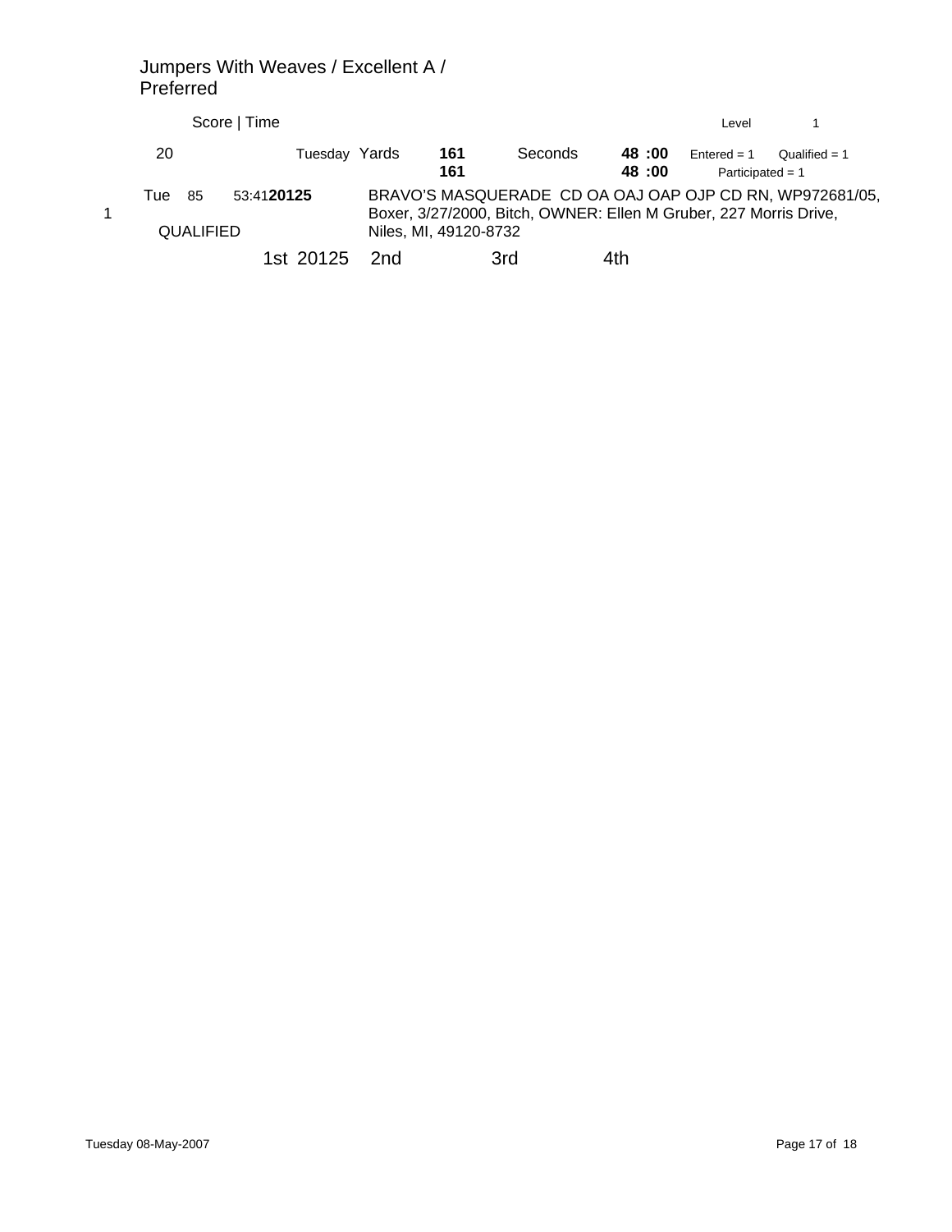## Jumpers With Weaves / Excellent A / Preferred

Score | Time

Level 1

20 Tuesday Yards **161** **161** Seconds **48 :00** **48 :00** Entered = 1 Qualified = 1 Participated = 1

| | | | | |
|---|---|---|---|---|
| 1 | Tue 85 QUALIFIED | 53:41 | **20125** | BRAVO'S MASQUERADE CD OA OAJ OAP OJP CD RN, WP972681/05, Boxer, 3/27/2000, Bitch, OWNER: Ellen M Gruber, 227 Morris Drive, Niles, MI, 49120-8732 |

1st 20125 2nd 3rd 4th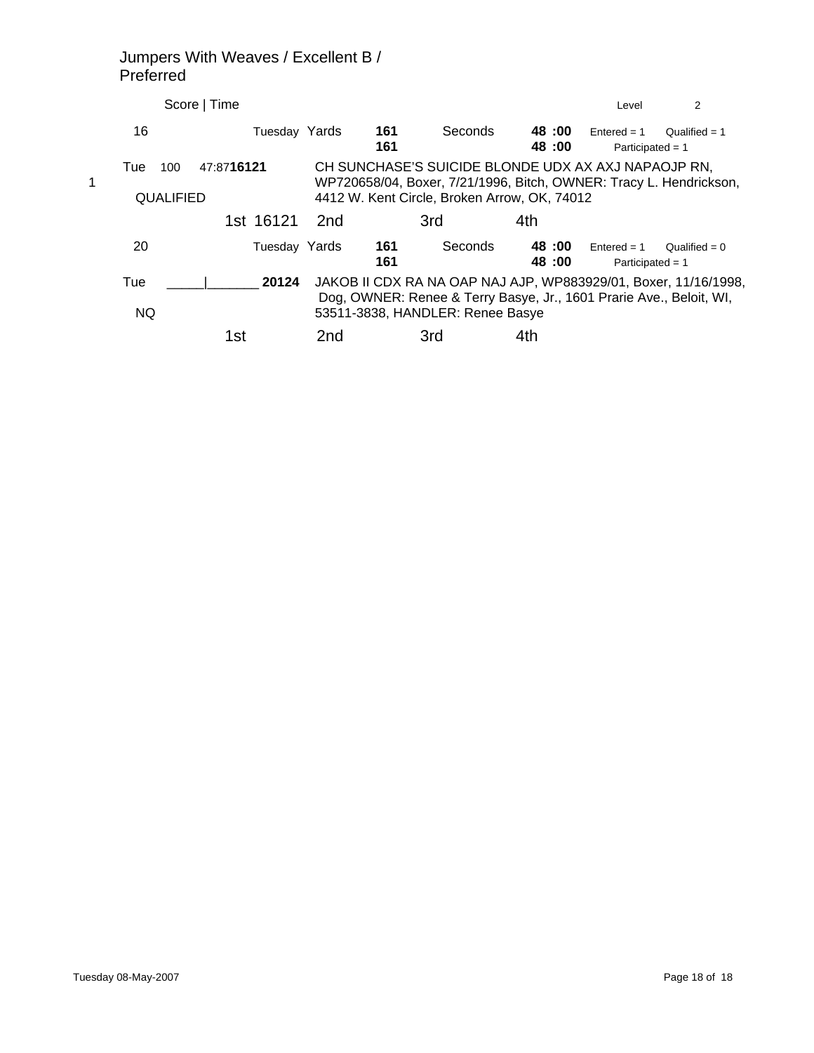## Jumpers With Weaves / Excellent B / Preferred

Score | Time — Level 2

16 — Tuesday — Yards 161 / 161 — Seconds 48 :00 / 48 :00 — Entered = 1 — Qualified = 1 — Participated = 1

1 — Tue — 100 — 47:87 **16121** — CH SUNCHASE'S SUICIDE BLONDE UDX AX AXJ NAPAOJP RN, WP720658/04, Boxer, 7/21/1996, Bitch, OWNER: Tracy L. Hendrickson, 4412 W. Kent Circle, Broken Arrow, OK, 74012

QUALIFIED

1st 16121 — 2nd — 3rd — 4th

20 — Tuesday — Yards 161 / 161 — Seconds 48 :00 / 48 :00 — Entered = 1 — Qualified = 0 — Participated = 1

Tue — _____|_______ **20124** — JAKOB II CDX RA NA OAP NAJ AJP, WP883929/01, Boxer, 11/16/1998, Dog, OWNER: Renee & Terry Basye, Jr., 1601 Prarie Ave., Beloit, WI, 53511-3838, HANDLER: Renee Basye

NQ

1st — 2nd — 3rd — 4th

Tuesday 08-May-2007